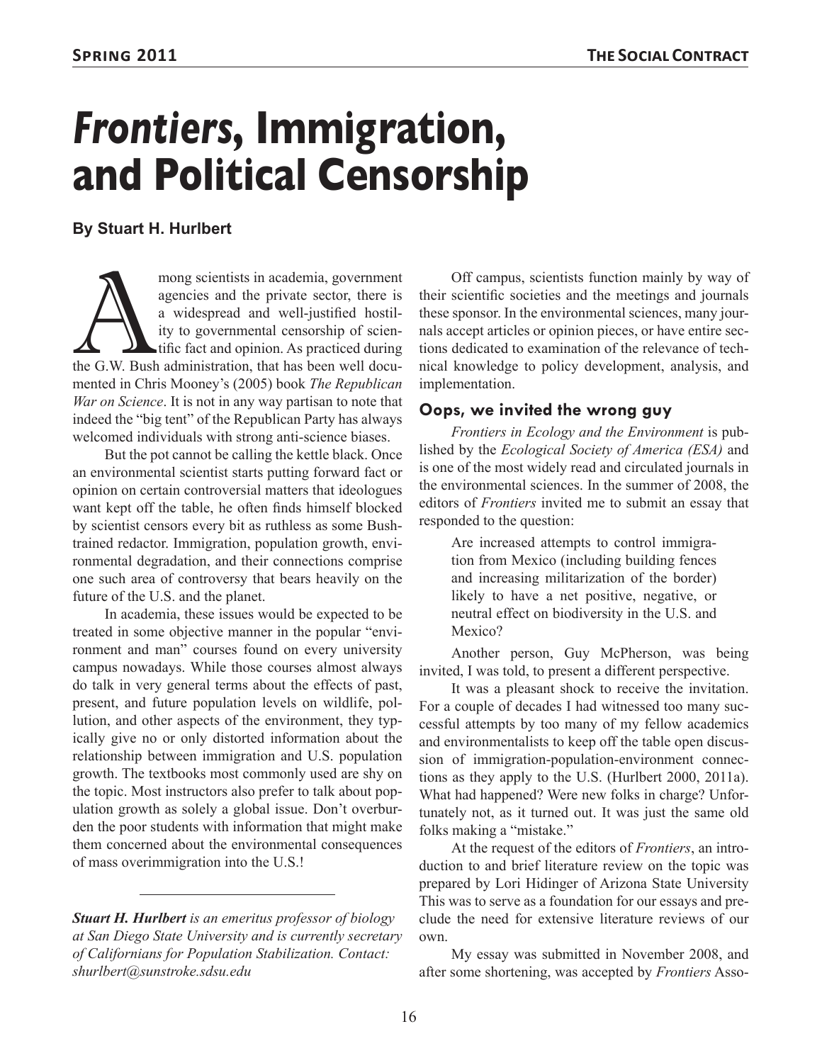# *Frontiers*, Immigration, and Political Censorship

**By Stuart H. Hurlbert**

Among scientists in academia, government agencies and the private sector, there is a widespread and well-justified hostility to governmental censorship of scientific fact and opinion. As practiced during the G.W. Bush administration, that has been well documented in Chris Mooney's (2005) book *The Republican War on Science*. It is not in any way partisan to note that indeed the "big tent" of the Republican Party has always welcomed individuals with strong anti-science biases.

But the pot cannot be calling the kettle black. Once an environmental scientist starts putting forward fact or opinion on certain controversial matters that ideologues want kept off the table, he often finds himself blocked by scientist censors every bit as ruthless as some Bush-trained redactor. Immigration, population growth, environmental degradation, and their connections comprise one such area of controversy that bears heavily on the future of the U.S. and the planet.

In academia, these issues would be expected to be treated in some objective manner in the popular "environment and man" courses found on every university campus nowadays. While those courses almost always do talk in very general terms about the effects of past, present, and future population levels on wildlife, pollution, and other aspects of the environment, they typically give no or only distorted information about the relationship between immigration and U.S. population growth. The textbooks most commonly used are shy on the topic. Most instructors also prefer to talk about population growth as solely a global issue. Don't overburden the poor students with information that might make them concerned about the environmental consequences of mass overimmigration into the U.S.!

---

***Stuart H. Hurlbert** is an emeritus professor of biology at San Diego State University and is currently secretary of Californians for Population Stabilization. Contact: shurlbert@sunstroke.sdsu.edu*

Off campus, scientists function mainly by way of their scientific societies and the meetings and journals these sponsor. In the environmental sciences, many journals accept articles or opinion pieces, or have entire sections dedicated to examination of the relevance of technical knowledge to policy development, analysis, and implementation.

## Oops, we invited the wrong guy

*Frontiers in Ecology and the Environment* is published by the *Ecological Society of America (ESA)* and is one of the most widely read and circulated journals in the environmental sciences. In the summer of 2008, the editors of *Frontiers* invited me to submit an essay that responded to the question:

> Are increased attempts to control immigration from Mexico (including building fences and increasing militarization of the border) likely to have a net positive, negative, or neutral effect on biodiversity in the U.S. and Mexico?

Another person, Guy McPherson, was being invited, I was told, to present a different perspective.

It was a pleasant shock to receive the invitation. For a couple of decades I had witnessed too many successful attempts by too many of my fellow academics and environmentalists to keep off the table open discussion of immigration-population-environment connections as they apply to the U.S. (Hurlbert 2000, 2011a). What had happened? Were new folks in charge? Unfortunately not, as it turned out. It was just the same old folks making a "mistake."

At the request of the editors of *Frontiers*, an introduction to and brief literature review on the topic was prepared by Lori Hidinger of Arizona State University This was to serve as a foundation for our essays and preclude the need for extensive literature reviews of our own.

My essay was submitted in November 2008, and after some shortening, was accepted by *Frontiers* Asso-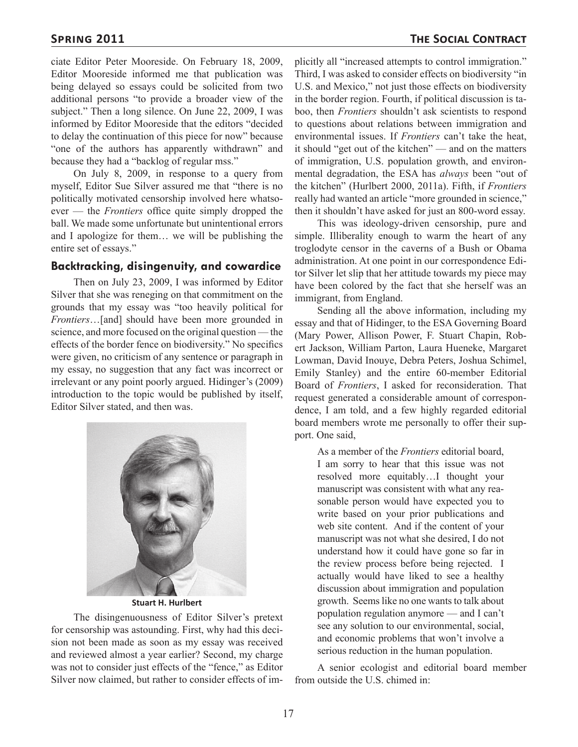ciate Editor Peter Mooreside. On February 18, 2009, Editor Mooreside informed me that publication was being delayed so essays could be solicited from two additional persons "to provide a broader view of the subject." Then a long silence. On June 22, 2009, I was informed by Editor Mooreside that the editors "decided to delay the continuation of this piece for now" because "one of the authors has apparently withdrawn" and because they had a "backlog of regular mss."

On July 8, 2009, in response to a query from myself, Editor Sue Silver assured me that "there is no politically motivated censorship involved here whatsoever — the *Frontiers* office quite simply dropped the ball. We made some unfortunate but unintentional errors and I apologize for them… we will be publishing the entire set of essays."

### Backtracking, disingenuity, and cowardice

Then on July 23, 2009, I was informed by Editor Silver that she was reneging on that commitment on the grounds that my essay was "too heavily political for *Frontiers*…[and] should have been more grounded in science, and more focused on the original question — the effects of the border fence on biodiversity." No specifics were given, no criticism of any sentence or paragraph in my essay, no suggestion that any fact was incorrect or irrelevant or any point poorly argued. Hidinger's (2009) introduction to the topic would be published by itself, Editor Silver stated, and then was.

**Stuart H. Hurlbert**

The disingenuousness of Editor Silver's pretext for censorship was astounding. First, why had this decision not been made as soon as my essay was received and reviewed almost a year earlier? Second, my charge was not to consider just effects of the "fence," as Editor Silver now claimed, but rather to consider effects of implicitly all "increased attempts to control immigration." Third, I was asked to consider effects on biodiversity "in U.S. and Mexico," not just those effects on biodiversity in the border region. Fourth, if political discussion is taboo, then *Frontiers* shouldn't ask scientists to respond to questions about relations between immigration and environmental issues. If *Frontiers* can't take the heat, it should "get out of the kitchen" — and on the matters of immigration, U.S. population growth, and environmental degradation, the ESA has *always* been "out of the kitchen" (Hurlbert 2000, 2011a). Fifth, if *Frontiers* really had wanted an article "more grounded in science," then it shouldn't have asked for just an 800-word essay.

This was ideology-driven censorship, pure and simple. Illiberality enough to warm the heart of any troglodyte censor in the caverns of a Bush or Obama administration. At one point in our correspondence Editor Silver let slip that her attitude towards my piece may have been colored by the fact that she herself was an immigrant, from England.

Sending all the above information, including my essay and that of Hidinger, to the ESA Governing Board (Mary Power, Allison Power, F. Stuart Chapin, Robert Jackson, William Parton, Laura Hueneke, Margaret Lowman, David Inouye, Debra Peters, Joshua Schimel, Emily Stanley) and the entire 60-member Editorial Board of *Frontiers*, I asked for reconsideration. That request generated a considerable amount of correspondence, I am told, and a few highly regarded editorial board members wrote me personally to offer their support. One said,

> As a member of the *Frontiers* editorial board, I am sorry to hear that this issue was not resolved more equitably…I thought your manuscript was consistent with what any reasonable person would have expected you to write based on your prior publications and web site content. And if the content of your manuscript was not what she desired, I do not understand how it could have gone so far in the review process before being rejected. I actually would have liked to see a healthy discussion about immigration and population growth. Seems like no one wants to talk about population regulation anymore — and I can't see any solution to our environmental, social, and economic problems that won't involve a serious reduction in the human population.

A senior ecologist and editorial board member from outside the U.S. chimed in: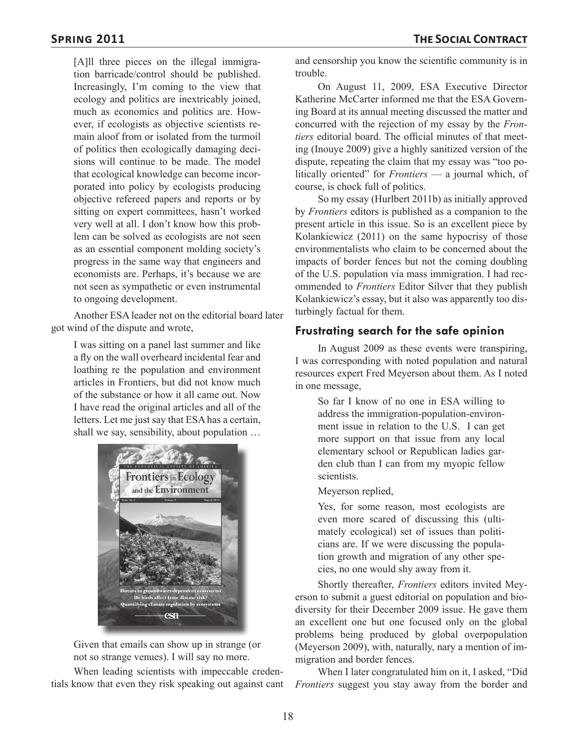> [A]ll three pieces on the illegal immigration barricade/control should be published. Increasingly, I'm coming to the view that ecology and politics are inextricably joined, much as economics and politics are. However, if ecologists as objective scientists remain aloof from or isolated from the turmoil of politics then ecologically damaging decisions will continue to be made. The model that ecological knowledge can become incorporated into policy by ecologists producing objective refereed papers and reports or by sitting on expert committees, hasn't worked very well at all. I don't know how this problem can be solved as ecologists are not seen as an essential component molding society's progress in the same way that engineers and economists are. Perhaps, it's because we are not seen as sympathetic or even instrumental to ongoing development.

Another ESA leader not on the editorial board later got wind of the dispute and wrote,

> I was sitting on a panel last summer and like a fly on the wall overheard incidental fear and loathing re the population and environment articles in Frontiers, but did not know much of the substance or how it all came out. Now I have read the original articles and all of the letters. Let me just say that ESA has a certain, shall we say, sensibility, about population …
>
> Given that emails can show up in strange (or not so strange venues). I will say no more.

When leading scientists with impeccable credentials know that even they risk speaking out against cant and censorship you know the scientific community is in trouble.

On August 11, 2009, ESA Executive Director Katherine McCarter informed me that the ESA Governing Board at its annual meeting discussed the matter and concurred with the rejection of my essay by the *Frontiers* editorial board. The official minutes of that meeting (Inouye 2009) give a highly sanitized version of the dispute, repeating the claim that my essay was "too politically oriented" for *Frontiers* — a journal which, of course, is chock full of politics.

So my essay (Hurlbert 2011b) as initially approved by *Frontiers* editors is published as a companion to the present article in this issue. So is an excellent piece by Kolankiewicz (2011) on the same hypocrisy of those environmentalists who claim to be concerned about the impacts of border fences but not the coming doubling of the U.S. population via mass immigration. I had recommended to *Frontiers* Editor Silver that they publish Kolankiewicz's essay, but it also was apparently too disturbingly factual for them.

## Frustrating search for the safe opinion

In August 2009 as these events were transpiring, I was corresponding with noted population and natural resources expert Fred Meyerson about them. As I noted in one message,

> So far I know of no one in ESA willing to address the immigration-population-environment issue in relation to the U.S. I can get more support on that issue from any local elementary school or Republican ladies garden club than I can from my myopic fellow scientists.

Meyerson replied,

> Yes, for some reason, most ecologists are even more scared of discussing this (ultimately ecological) set of issues than politicians are. If we were discussing the population growth and migration of any other species, no one would shy away from it.

Shortly thereafter, *Frontiers* editors invited Meyerson to submit a guest editorial on population and biodiversity for their December 2009 issue. He gave them an excellent one but one focused only on the global problems being produced by global overpopulation (Meyerson 2009), with, naturally, nary a mention of immigration and border fences.

When I later congratulated him on it, I asked, "Did *Frontiers* suggest you stay away from the border and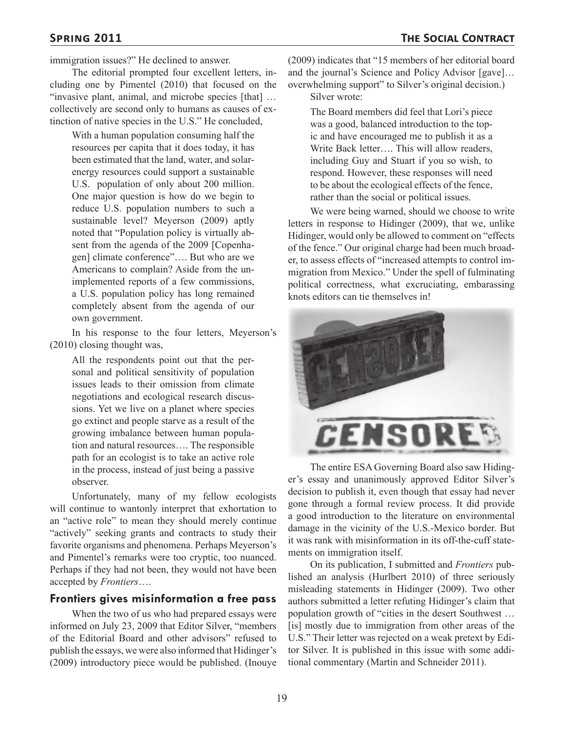immigration issues?" He declined to answer.

The editorial prompted four excellent letters, including one by Pimentel (2010) that focused on the "invasive plant, animal, and microbe species [that] … collectively are second only to humans as causes of extinction of native species in the U.S." He concluded,

> With a human population consuming half the resources per capita that it does today, it has been estimated that the land, water, and solar-energy resources could support a sustainable U.S. population of only about 200 million. One major question is how do we begin to reduce U.S. population numbers to such a sustainable level? Meyerson (2009) aptly noted that "Population policy is virtually absent from the agenda of the 2009 [Copenhagen] climate conference"…. But who are we Americans to complain? Aside from the unimplemented reports of a few commissions, a U.S. population policy has long remained completely absent from the agenda of our own government.

In his response to the four letters, Meyerson's (2010) closing thought was,

> All the respondents point out that the personal and political sensitivity of population issues leads to their omission from climate negotiations and ecological research discussions. Yet we live on a planet where species go extinct and people starve as a result of the growing imbalance between human population and natural resources…. The responsible path for an ecologist is to take an active role in the process, instead of just being a passive observer.

Unfortunately, many of my fellow ecologists will continue to wantonly interpret that exhortation to an "active role" to mean they should merely continue "actively" seeking grants and contracts to study their favorite organisms and phenomena. Perhaps Meyerson's and Pimentel's remarks were too cryptic, too nuanced. Perhaps if they had not been, they would not have been accepted by *Frontiers*….

## Frontiers gives misinformation a free pass

When the two of us who had prepared essays were informed on July 23, 2009 that Editor Silver, "members of the Editorial Board and other advisors" refused to publish the essays, we were also informed that Hidinger's (2009) introductory piece would be published. (Inouye (2009) indicates that "15 members of her editorial board and the journal's Science and Policy Advisor [gave]… overwhelming support" to Silver's original decision.) Silver wrote:

> The Board members did feel that Lori's piece was a good, balanced introduction to the topic and have encouraged me to publish it as a Write Back letter…. This will allow readers, including Guy and Stuart if you so wish, to respond. However, these responses will need to be about the ecological effects of the fence, rather than the social or political issues.

We were being warned, should we choose to write letters in response to Hidinger (2009), that we, unlike Hidinger, would only be allowed to comment on "effects of the fence." Our original charge had been much broader, to assess effects of "increased attempts to control immigration from Mexico." Under the spell of fulminating political correctness, what excruciating, embarassing knots editors can tie themselves in!

The entire ESA Governing Board also saw Hidinger's essay and unanimously approved Editor Silver's decision to publish it, even though that essay had never gone through a formal review process. It did provide a good introduction to the literature on environmental damage in the vicinity of the U.S.-Mexico border. But it was rank with misinformation in its off-the-cuff statements on immigration itself.

On its publication, I submitted and *Frontiers* published an analysis (Hurlbert 2010) of three seriously misleading statements in Hidinger (2009). Two other authors submitted a letter refuting Hidinger's claim that population growth of "cities in the desert Southwest … [is] mostly due to immigration from other areas of the U.S." Their letter was rejected on a weak pretext by Editor Silver. It is published in this issue with some additional commentary (Martin and Schneider 2011).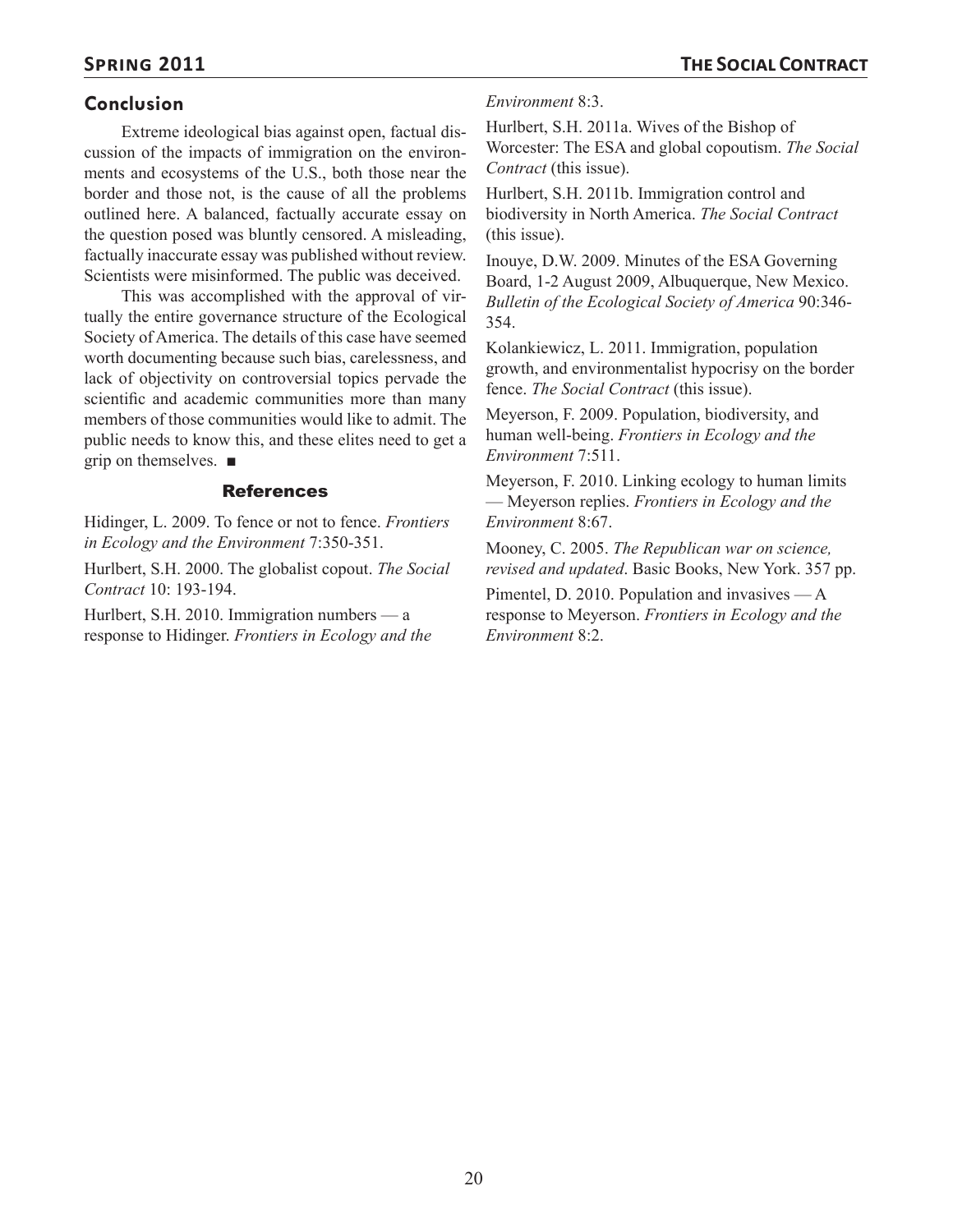## Conclusion

Extreme ideological bias against open, factual discussion of the impacts of immigration on the environments and ecosystems of the U.S., both those near the border and those not, is the cause of all the problems outlined here. A balanced, factually accurate essay on the question posed was bluntly censored. A misleading, factually inaccurate essay was published without review. Scientists were misinformed. The public was deceived.

This was accomplished with the approval of virtually the entire governance structure of the Ecological Society of America. The details of this case have seemed worth documenting because such bias, carelessness, and lack of objectivity on controversial topics pervade the scientific and academic communities more than many members of those communities would like to admit. The public needs to know this, and these elites need to get a grip on themselves. ■

### References

Hidinger, L. 2009. To fence or not to fence. *Frontiers in Ecology and the Environment* 7:350-351.

Hurlbert, S.H. 2000. The globalist copout. *The Social Contract* 10: 193-194.

Hurlbert, S.H. 2010. Immigration numbers — a response to Hidinger. *Frontiers in Ecology and the Environment* 8:3.

Hurlbert, S.H. 2011a. Wives of the Bishop of Worcester: The ESA and global copoutism. *The Social Contract* (this issue).

Hurlbert, S.H. 2011b. Immigration control and biodiversity in North America. *The Social Contract* (this issue).

Inouye, D.W. 2009. Minutes of the ESA Governing Board, 1-2 August 2009, Albuquerque, New Mexico. *Bulletin of the Ecological Society of America* 90:346-354.

Kolankiewicz, L. 2011. Immigration, population growth, and environmentalist hypocrisy on the border fence. *The Social Contract* (this issue).

Meyerson, F. 2009. Population, biodiversity, and human well-being. *Frontiers in Ecology and the Environment* 7:511.

Meyerson, F. 2010. Linking ecology to human limits — Meyerson replies. *Frontiers in Ecology and the Environment* 8:67.

Mooney, C. 2005. *The Republican war on science, revised and updated*. Basic Books, New York. 357 pp.

Pimentel, D. 2010. Population and invasives — A response to Meyerson. *Frontiers in Ecology and the Environment* 8:2.